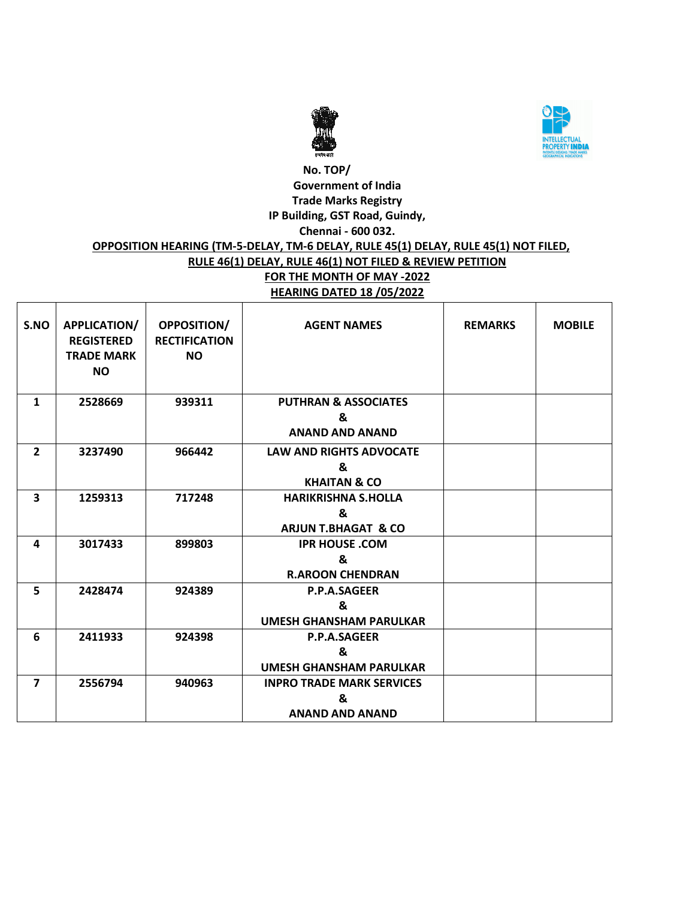No. TOP/

Government of India

Trade Marks Registry

IP Building, GST Road, Guindy,

Chennai - 600 032.

**OPPOSITION HEARING (TM-5-DELAY, TM-6 DELAY, RULE 45(1) DELAY, RULE 45(1) NOT FILED, RULE 46(1) DELAY, RULE 46(1) NOT FILED & REVIEW PETITION**

**FOR THE MONTH OF MAY -2022**

**HEARING DATED 18 /05/2022**

| S.NO | APPLICATION/ REGISTERED TRADE MARK NO | OPPOSITION/ RECTIFICATION NO | AGENT NAMES | REMARKS | MOBILE |
|---|---|---|---|---|---|
| 1 | 2528669 | 939311 | PUTHRAN & ASSOCIATES & ANAND AND ANAND | | |
| 2 | 3237490 | 966442 | LAW AND RIGHTS ADVOCATE & KHAITAN & CO | | |
| 3 | 1259313 | 717248 | HARIKRISHNA S.HOLLA & ARJUN T.BHAGAT & CO | | |
| 4 | 3017433 | 899803 | IPR HOUSE .COM & R.AROON CHENDRAN | | |
| 5 | 2428474 | 924389 | P.P.A.SAGEER & UMESH GHANSHAM PARULKAR | | |
| 6 | 2411933 | 924398 | P.P.A.SAGEER & UMESH GHANSHAM PARULKAR | | |
| 7 | 2556794 | 940963 | INPRO TRADE MARK SERVICES & ANAND AND ANAND | | |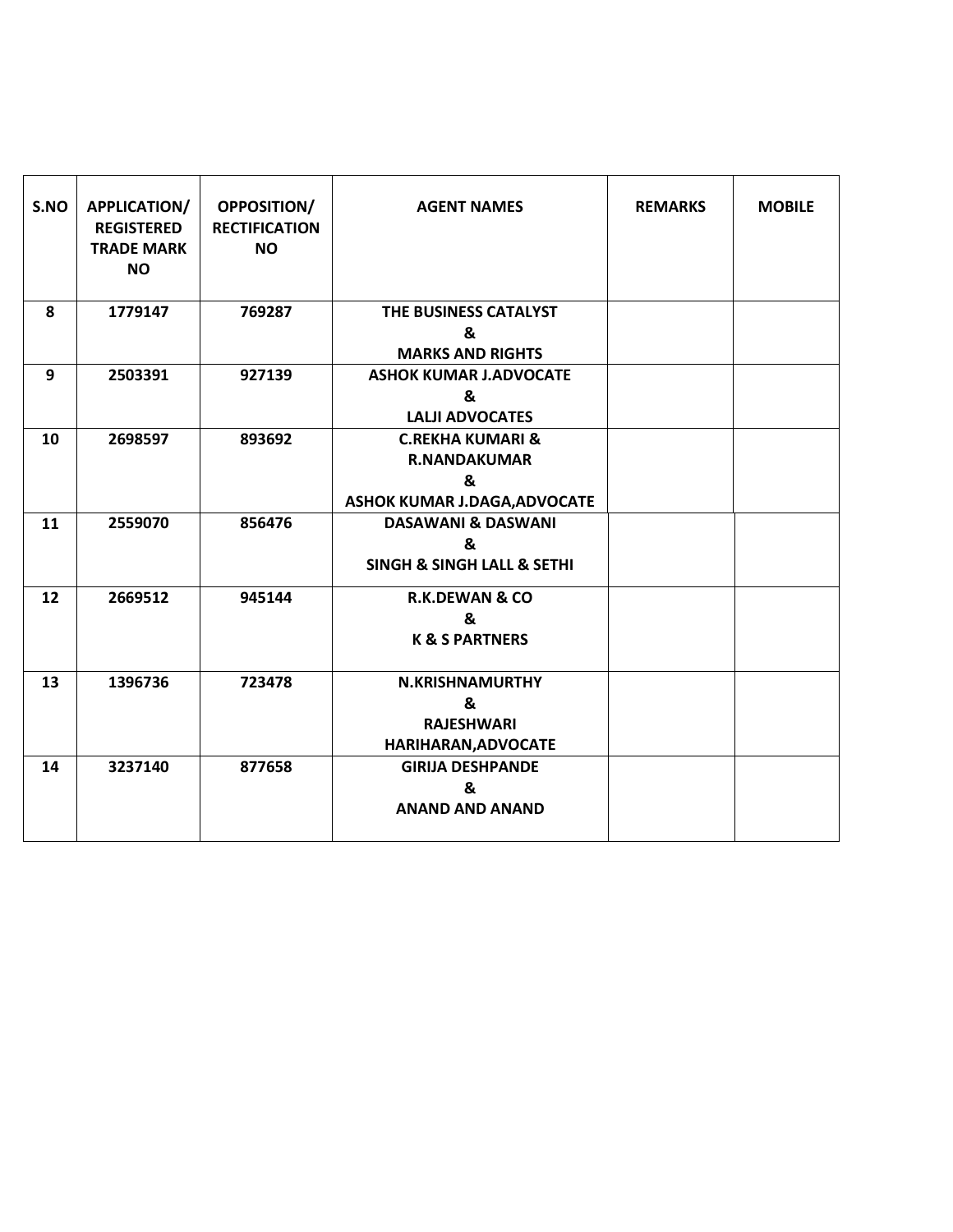| S.NO | APPLICATION/ REGISTERED TRADE MARK NO | OPPOSITION/ RECTIFICATION NO | AGENT NAMES | REMARKS | MOBILE |
|---|---|---|---|---|---|
| 8 | 1779147 | 769287 | THE BUSINESS CATALYST & MARKS AND RIGHTS | | |
| 9 | 2503391 | 927139 | ASHOK KUMAR J.ADVOCATE & LALJI ADVOCATES | | |
| 10 | 2698597 | 893692 | C.REKHA KUMARI & R.NANDAKUMAR & ASHOK KUMAR J.DAGA,ADVOCATE | | |
| 11 | 2559070 | 856476 | DASAWANI & DASWANI & SINGH & SINGH LALL & SETHI | | |
| 12 | 2669512 | 945144 | R.K.DEWAN & CO & K & S PARTNERS | | |
| 13 | 1396736 | 723478 | N.KRISHNAMURTHY & RAJESHWARI HARIHARAN,ADVOCATE | | |
| 14 | 3237140 | 877658 | GIRIJA DESHPANDE & ANAND AND ANAND | | |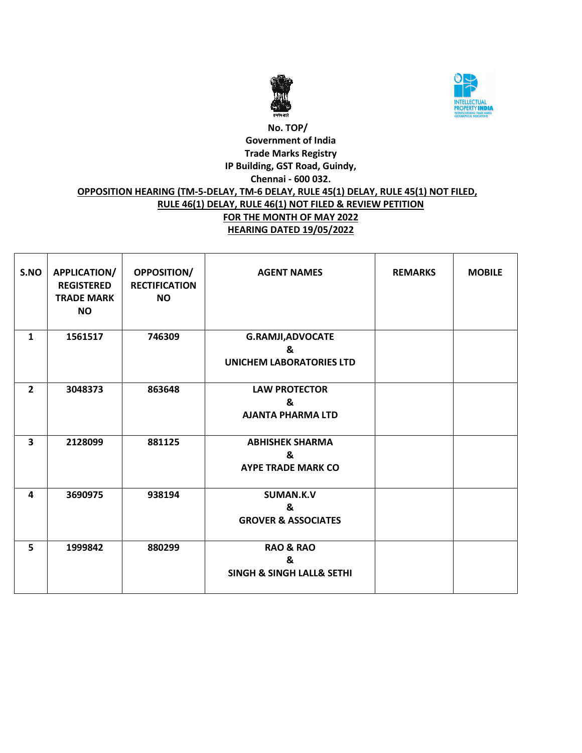No. TOP/
Government of India
Trade Marks Registry
IP Building, GST Road, Guindy,
Chennai - 600 032.

**OPPOSITION HEARING (TM-5-DELAY, TM-6 DELAY, RULE 45(1) DELAY, RULE 45(1) NOT FILED, RULE 46(1) DELAY, RULE 46(1) NOT FILED & REVIEW PETITION**
**FOR THE MONTH OF MAY 2022**
**HEARING DATED 19/05/2022**

| S.NO | APPLICATION/ REGISTERED TRADE MARK NO | OPPOSITION/ RECTIFICATION NO | AGENT NAMES | REMARKS | MOBILE |
|---|---|---|---|---|---|
| 1 | 1561517 | 746309 | G.RAMJI,ADVOCATE & UNICHEM LABORATORIES LTD | | |
| 2 | 3048373 | 863648 | LAW PROTECTOR & AJANTA PHARMA LTD | | |
| 3 | 2128099 | 881125 | ABHISHEK SHARMA & AYPE TRADE MARK CO | | |
| 4 | 3690975 | 938194 | SUMAN.K.V & GROVER & ASSOCIATES | | |
| 5 | 1999842 | 880299 | RAO & RAO & SINGH & SINGH LALL& SETHI | | |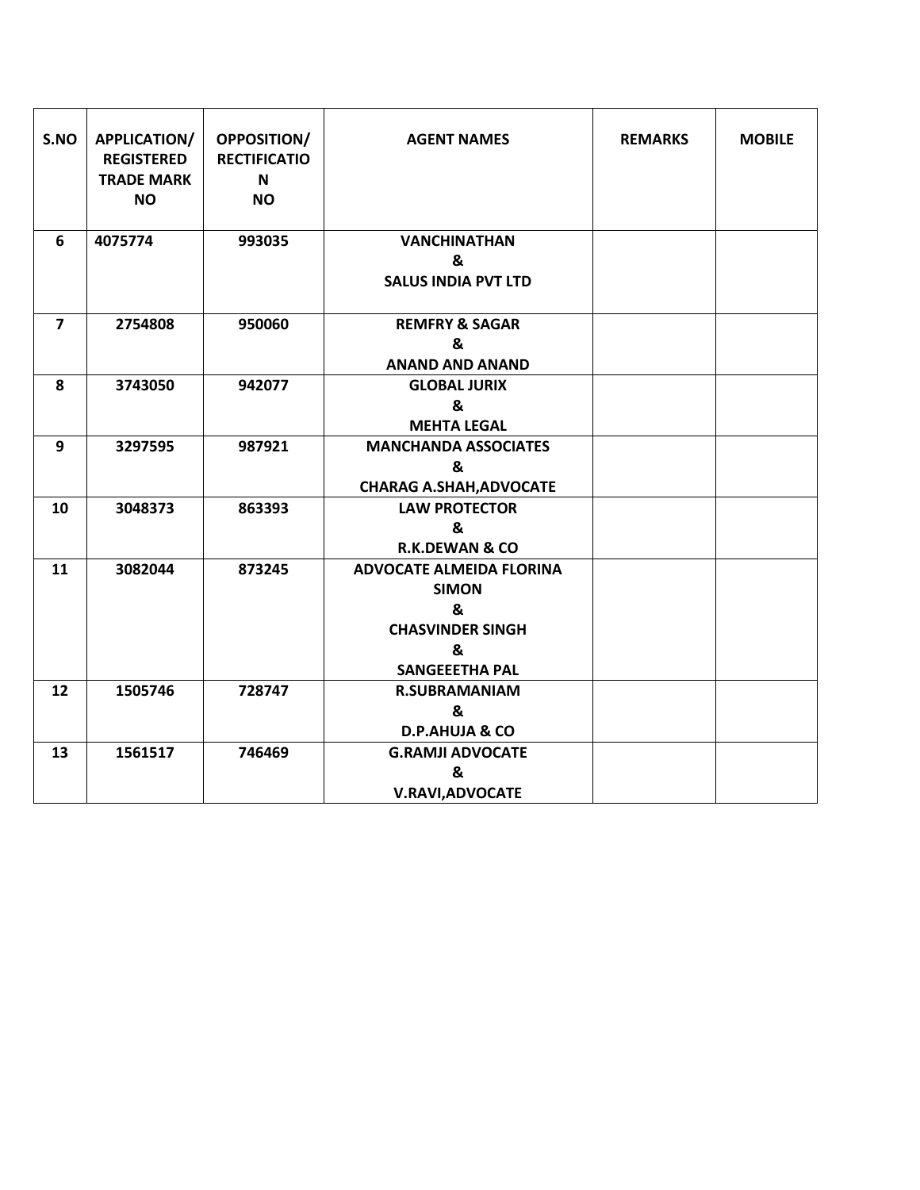| S.NO | APPLICATION/ REGISTERED TRADE MARK NO | OPPOSITION/ RECTIFICATION NO | AGENT NAMES | REMARKS | MOBILE |
|---|---|---|---|---|---|
| 6 | 4075774 | 993035 | VANCHINATHAN & SALUS INDIA PVT LTD | | |
| 7 | 2754808 | 950060 | REMFRY & SAGAR & ANAND AND ANAND | | |
| 8 | 3743050 | 942077 | GLOBAL JURIX & MEHTA LEGAL | | |
| 9 | 3297595 | 987921 | MANCHANDA ASSOCIATES & CHARAG A.SHAH,ADVOCATE | | |
| 10 | 3048373 | 863393 | LAW PROTECTOR & R.K.DEWAN & CO | | |
| 11 | 3082044 | 873245 | ADVOCATE ALMEIDA FLORINA SIMON & CHASVINDER SINGH & SANGEEETHA PAL | | |
| 12 | 1505746 | 728747 | R.SUBRAMANIAM & D.P.AHUJA & CO | | |
| 13 | 1561517 | 746469 | G.RAMJI ADVOCATE & V.RAVI,ADVOCATE | | |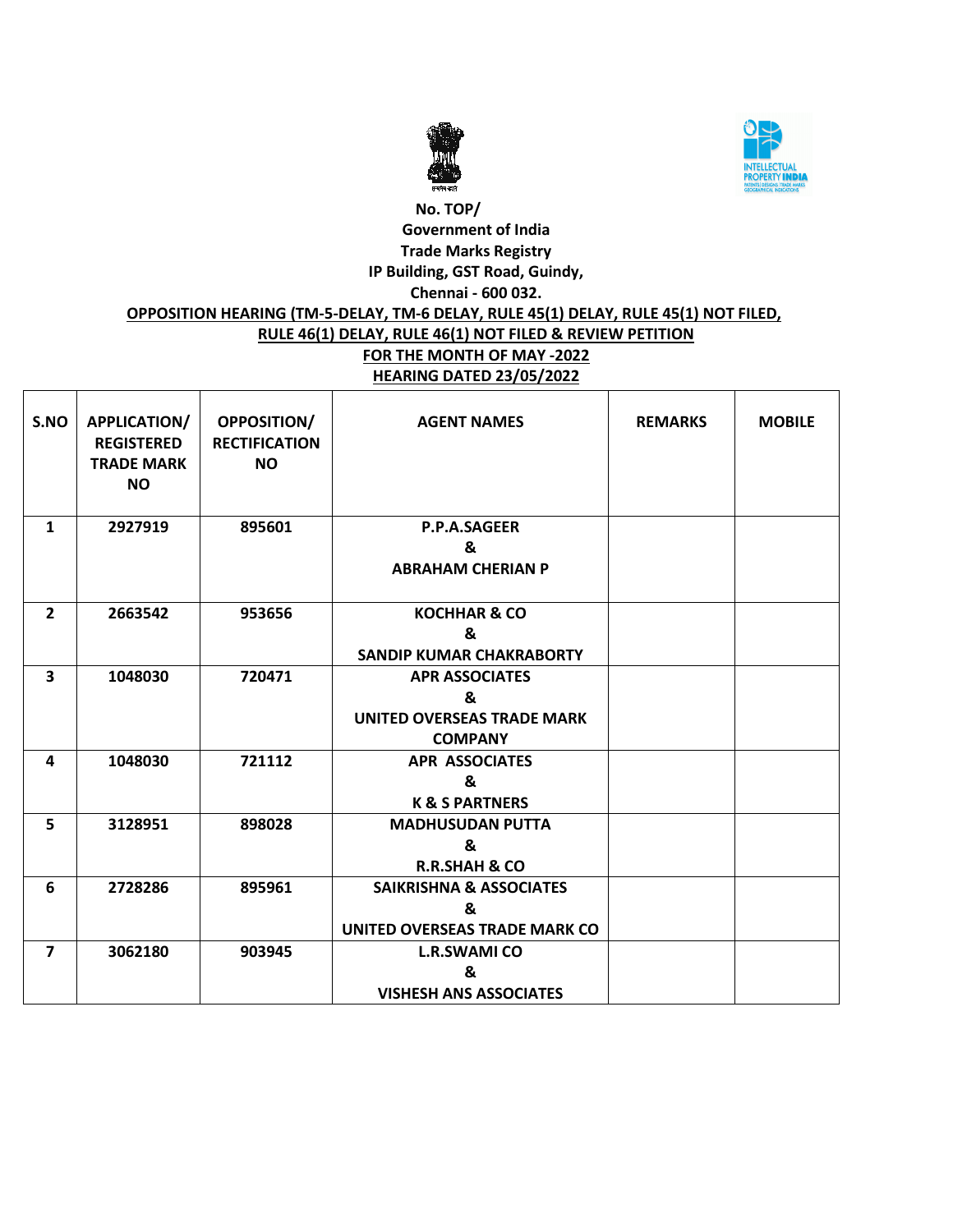No. TOP/

Government of India

Trade Marks Registry

IP Building, GST Road, Guindy,

Chennai - 600 032.

**OPPOSITION HEARING (TM-5-DELAY, TM-6 DELAY, RULE 45(1) DELAY, RULE 45(1) NOT FILED, RULE 46(1) DELAY, RULE 46(1) NOT FILED & REVIEW PETITION**

**FOR THE MONTH OF MAY -2022**

**HEARING DATED 23/05/2022**

| S.NO | APPLICATION/ REGISTERED TRADE MARK NO | OPPOSITION/ RECTIFICATION NO | AGENT NAMES | REMARKS | MOBILE |
|---|---|---|---|---|---|
| 1 | 2927919 | 895601 | P.P.A.SAGEER & ABRAHAM CHERIAN P | | |
| 2 | 2663542 | 953656 | KOCHHAR & CO & SANDIP KUMAR CHAKRABORTY | | |
| 3 | 1048030 | 720471 | APR ASSOCIATES & UNITED OVERSEAS TRADE MARK COMPANY | | |
| 4 | 1048030 | 721112 | APR ASSOCIATES & K & S PARTNERS | | |
| 5 | 3128951 | 898028 | MADHUSUDAN PUTTA & R.R.SHAH & CO | | |
| 6 | 2728286 | 895961 | SAIKRISHNA & ASSOCIATES & UNITED OVERSEAS TRADE MARK CO | | |
| 7 | 3062180 | 903945 | L.R.SWAMI CO & VISHESH ANS ASSOCIATES | | |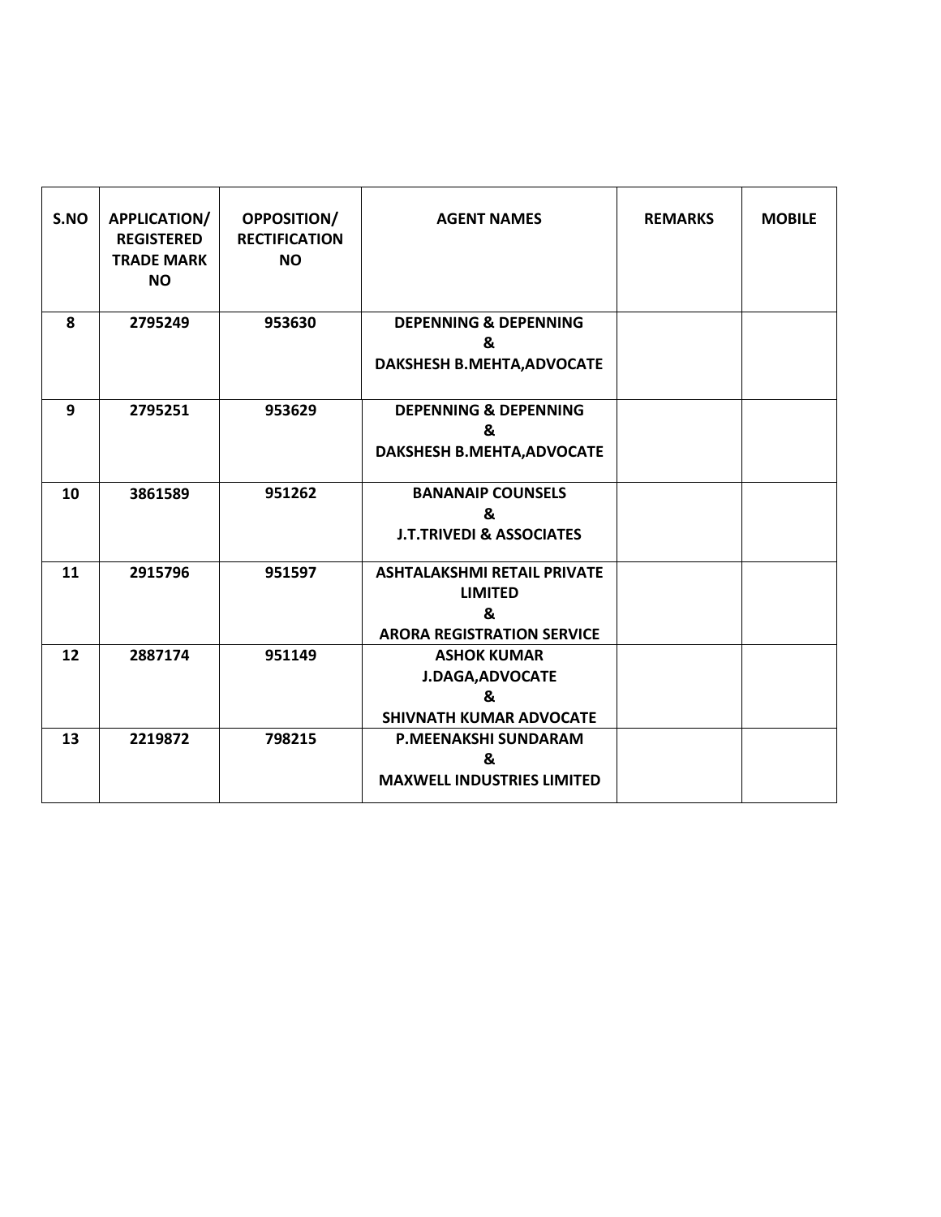| S.NO | APPLICATION/ REGISTERED TRADE MARK NO | OPPOSITION/ RECTIFICATION NO | AGENT NAMES | REMARKS | MOBILE |
|---|---|---|---|---|---|
| 8 | 2795249 | 953630 | DEPENNING & DEPENNING & DAKSHESH B.MEHTA,ADVOCATE | | |
| 9 | 2795251 | 953629 | DEPENNING & DEPENNING & DAKSHESH B.MEHTA,ADVOCATE | | |
| 10 | 3861589 | 951262 | BANANAIP COUNSELS & J.T.TRIVEDI & ASSOCIATES | | |
| 11 | 2915796 | 951597 | ASHTALAKSHMI RETAIL PRIVATE LIMITED & ARORA REGISTRATION SERVICE | | |
| 12 | 2887174 | 951149 | ASHOK KUMAR J.DAGA,ADVOCATE & SHIVNATH KUMAR ADVOCATE | | |
| 13 | 2219872 | 798215 | P.MEENAKSHI SUNDARAM & MAXWELL INDUSTRIES LIMITED | | |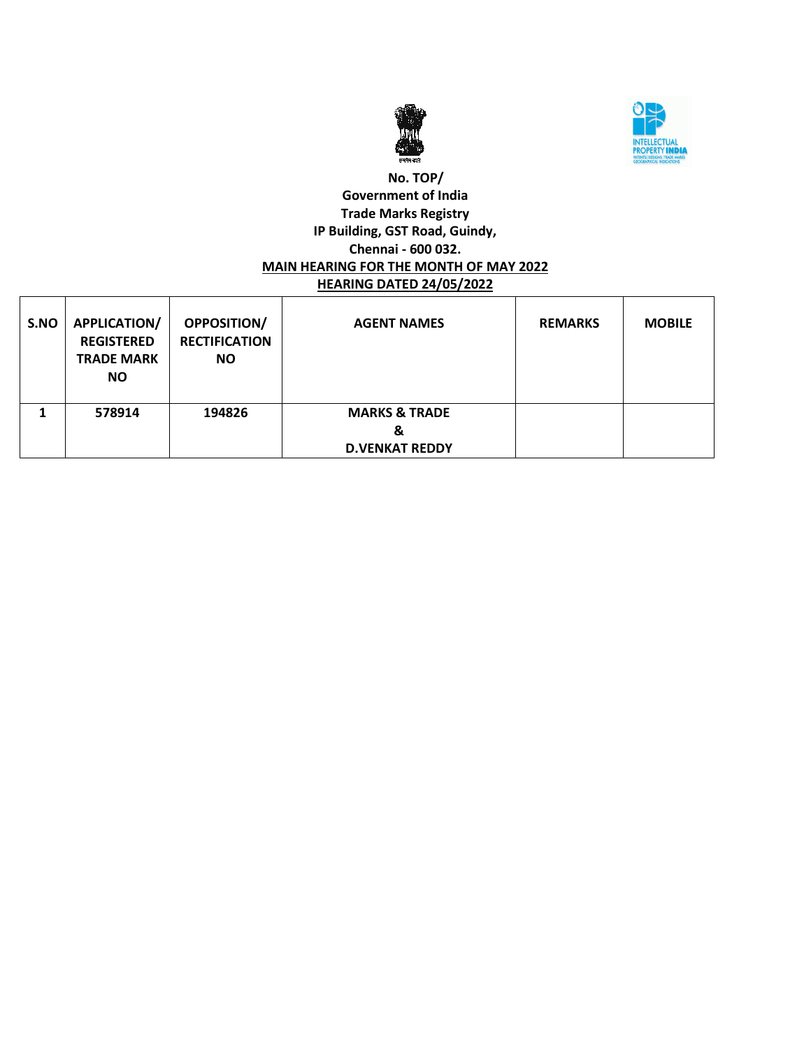**No. TOP/**
**Government of India**
**Trade Marks Registry**
**IP Building, GST Road, Guindy,**
**Chennai - 600 032.**

**MAIN HEARING FOR THE MONTH OF MAY 2022**

**HEARING DATED 24/05/2022**

| S.NO | APPLICATION/ REGISTERED TRADE MARK NO | OPPOSITION/ RECTIFICATION NO | AGENT NAMES | REMARKS | MOBILE |
|---|---|---|---|---|---|
| 1 | 578914 | 194826 | MARKS & TRADE & D.VENKAT REDDY | | |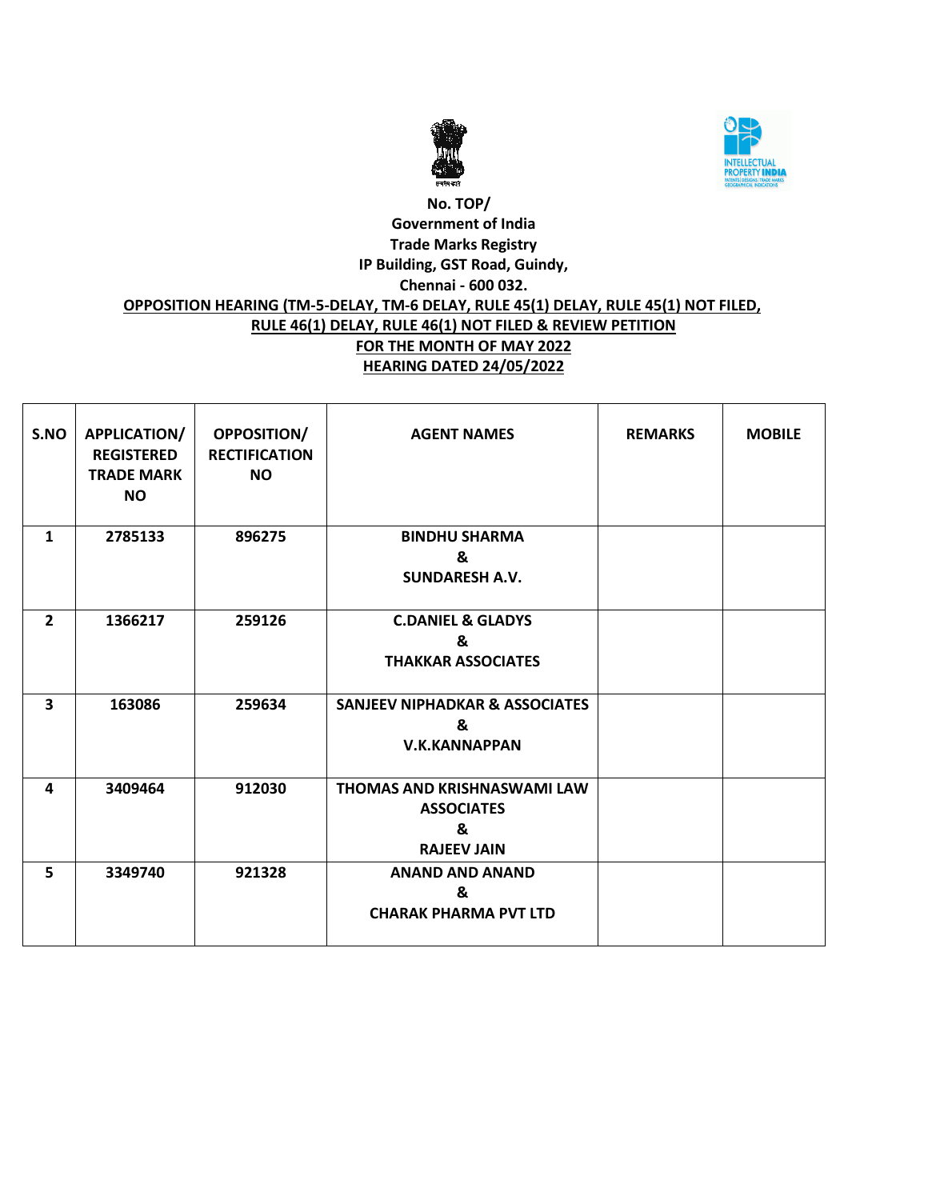No. TOP/
Government of India
Trade Marks Registry
IP Building, GST Road, Guindy,
Chennai - 600 032.

**OPPOSITION HEARING (TM-5-DELAY, TM-6 DELAY, RULE 45(1) DELAY, RULE 45(1) NOT FILED, RULE 46(1) DELAY, RULE 46(1) NOT FILED & REVIEW PETITION**
**FOR THE MONTH OF MAY 2022**
**HEARING DATED 24/05/2022**

| S.NO | APPLICATION/ REGISTERED TRADE MARK NO | OPPOSITION/ RECTIFICATION NO | AGENT NAMES | REMARKS | MOBILE |
|---|---|---|---|---|---|
| 1 | 2785133 | 896275 | BINDHU SHARMA & SUNDARESH A.V. | | |
| 2 | 1366217 | 259126 | C.DANIEL & GLADYS & THAKKAR ASSOCIATES | | |
| 3 | 163086 | 259634 | SANJEEV NIPHADKAR & ASSOCIATES & V.K.KANNAPPAN | | |
| 4 | 3409464 | 912030 | THOMAS AND KRISHNASWAMI LAW ASSOCIATES & RAJEEV JAIN | | |
| 5 | 3349740 | 921328 | ANAND AND ANAND & CHARAK PHARMA PVT LTD | | |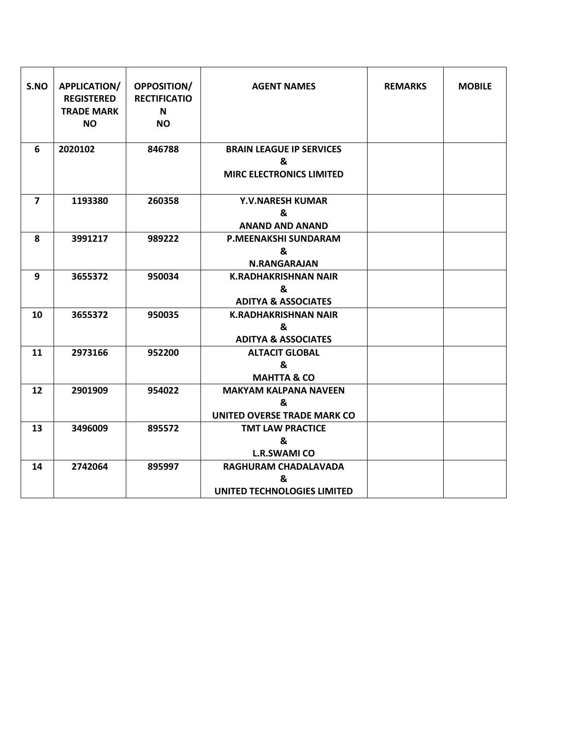| S.NO | APPLICATION/ REGISTERED TRADE MARK NO | OPPOSITION/ RECTIFICATION NO | AGENT NAMES | REMARKS | MOBILE |
|---|---|---|---|---|---|
| 6 | 2020102 | 846788 | BRAIN LEAGUE IP SERVICES & MIRC ELECTRONICS LIMITED | | |
| 7 | 1193380 | 260358 | Y.V.NARESH KUMAR & ANAND AND ANAND | | |
| 8 | 3991217 | 989222 | P.MEENAKSHI SUNDARAM & N.RANGARAJAN | | |
| 9 | 3655372 | 950034 | K.RADHAKRISHNAN NAIR & ADITYA & ASSOCIATES | | |
| 10 | 3655372 | 950035 | K.RADHAKRISHNAN NAIR & ADITYA & ASSOCIATES | | |
| 11 | 2973166 | 952200 | ALTACIT GLOBAL & MAHTTA & CO | | |
| 12 | 2901909 | 954022 | MAKYAM KALPANA NAVEEN & UNITED OVERSE TRADE MARK CO | | |
| 13 | 3496009 | 895572 | TMT LAW PRACTICE & L.R.SWAMI CO | | |
| 14 | 2742064 | 895997 | RAGHURAM CHADALAVADA & UNITED TECHNOLOGIES LIMITED | | |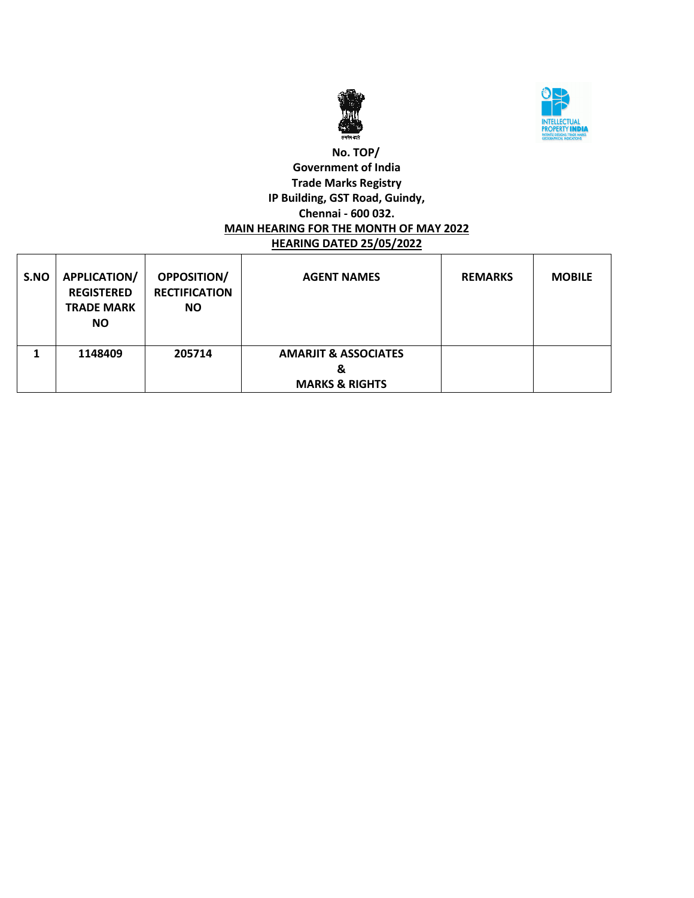**No. TOP/**
**Government of India**
**Trade Marks Registry**
**IP Building, GST Road, Guindy,**
**Chennai - 600 032.**
**MAIN HEARING FOR THE MONTH OF MAY 2022**
**HEARING DATED 25/05/2022**

| S.NO | APPLICATION/ REGISTERED TRADE MARK NO | OPPOSITION/ RECTIFICATION NO | AGENT NAMES | REMARKS | MOBILE |
|---|---|---|---|---|---|
| 1 | 1148409 | 205714 | AMARJIT & ASSOCIATES & MARKS & RIGHTS | | |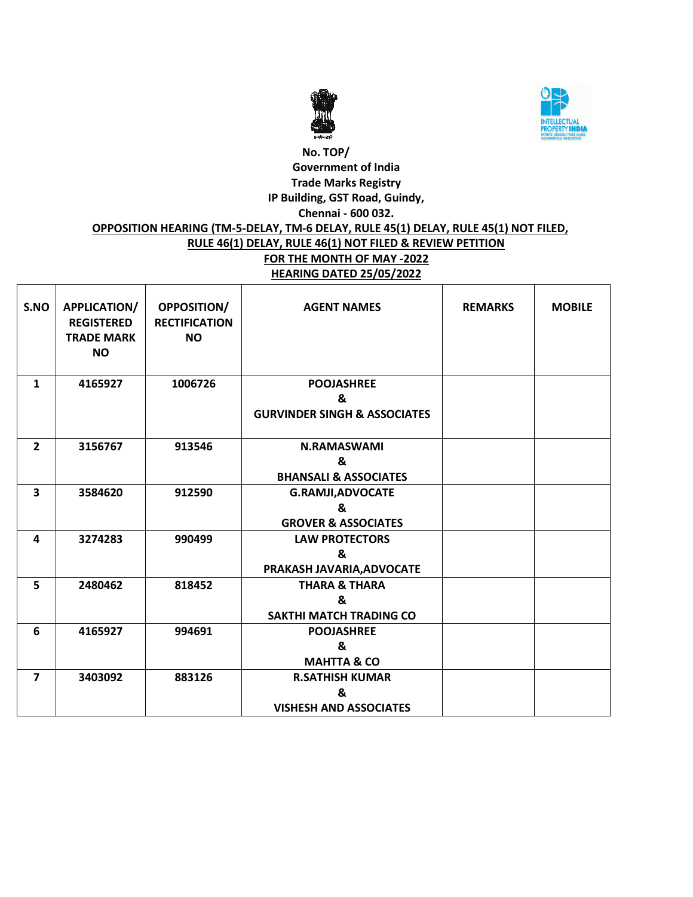**No. TOP/**

**Government of India**

**Trade Marks Registry**

**IP Building, GST Road, Guindy,**

**Chennai - 600 032.**

**OPPOSITION HEARING (TM-5-DELAY, TM-6 DELAY, RULE 45(1) DELAY, RULE 45(1) NOT FILED, RULE 46(1) DELAY, RULE 46(1) NOT FILED & REVIEW PETITION**

**FOR THE MONTH OF MAY -2022**

**HEARING DATED 25/05/2022**

| S.NO | APPLICATION/ REGISTERED TRADE MARK NO | OPPOSITION/ RECTIFICATION NO | AGENT NAMES | REMARKS | MOBILE |
|---|---|---|---|---|---|
| 1 | 4165927 | 1006726 | POOJASHREE & GURVINDER SINGH & ASSOCIATES | | |
| 2 | 3156767 | 913546 | N.RAMASWAMI & BHANSALI & ASSOCIATES | | |
| 3 | 3584620 | 912590 | G.RAMJI,ADVOCATE & GROVER & ASSOCIATES | | |
| 4 | 3274283 | 990499 | LAW PROTECTORS & PRAKASH JAVARIA,ADVOCATE | | |
| 5 | 2480462 | 818452 | THARA & THARA & SAKTHI MATCH TRADING CO | | |
| 6 | 4165927 | 994691 | POOJASHREE & MAHTTA & CO | | |
| 7 | 3403092 | 883126 | R.SATHISH KUMAR & VISHESH AND ASSOCIATES | | |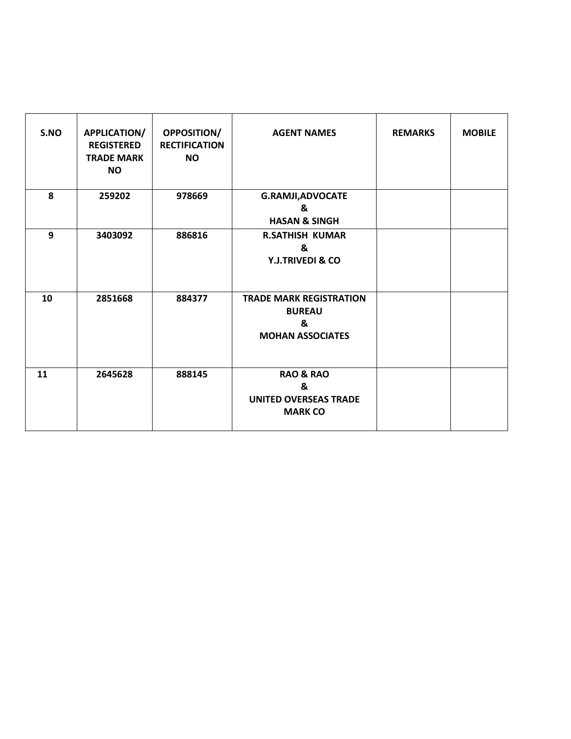| S.NO | APPLICATION/ REGISTERED TRADE MARK NO | OPPOSITION/ RECTIFICATION NO | AGENT NAMES | REMARKS | MOBILE |
|---|---|---|---|---|---|
| 8 | 259202 | 978669 | G.RAMJI,ADVOCATE & HASAN & SINGH | | |
| 9 | 3403092 | 886816 | R.SATHISH KUMAR & Y.J.TRIVEDI & CO | | |
| 10 | 2851668 | 884377 | TRADE MARK REGISTRATION BUREAU & MOHAN ASSOCIATES | | |
| 11 | 2645628 | 888145 | RAO & RAO & UNITED OVERSEAS TRADE MARK CO | | |